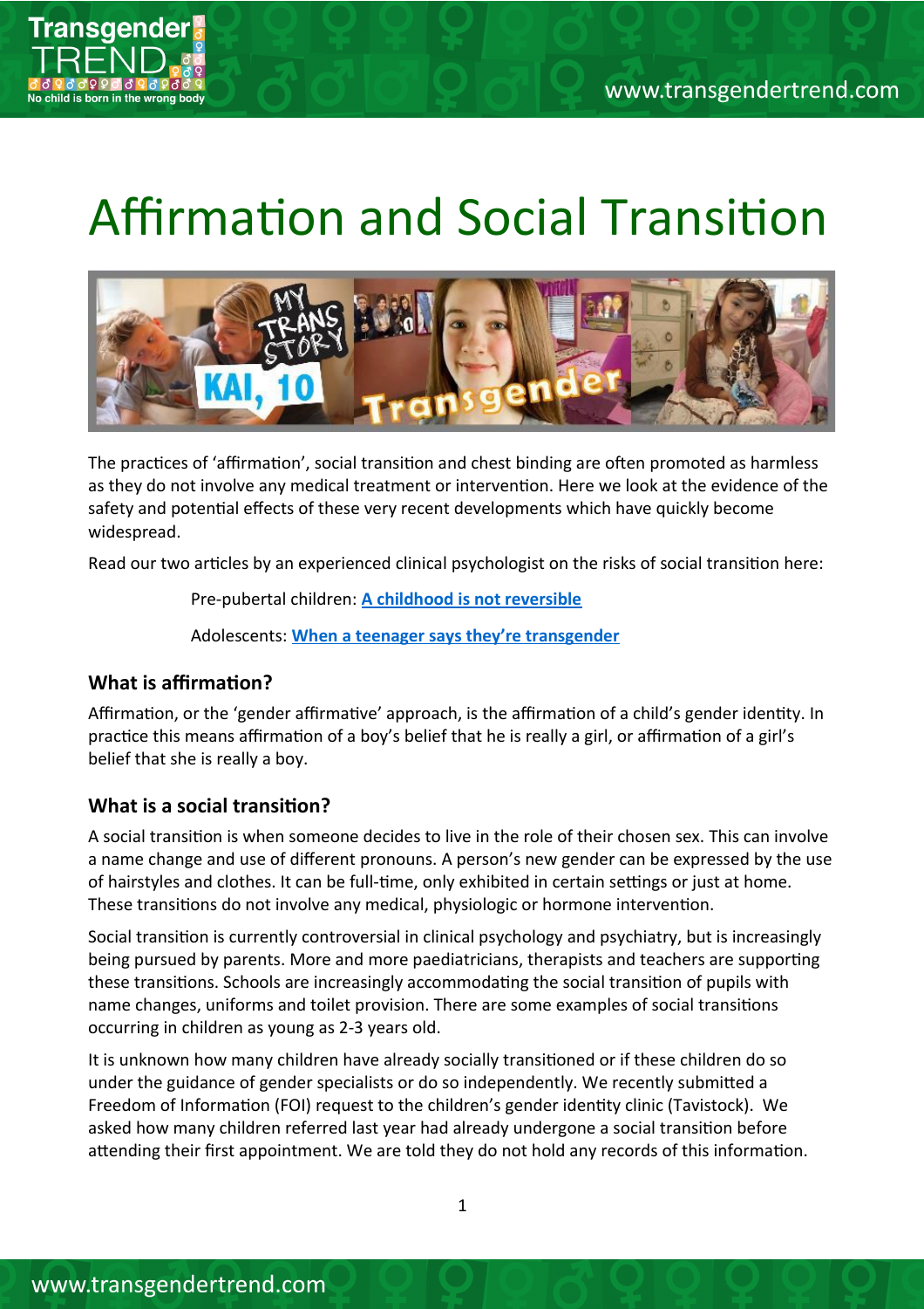# Affirmation and Social Transition

The practices of 'affirmation', social transition and chest binding are often promoted as harmless as they do not involve any medical treatment or intervention. Here we look at the evidence of the safety and potential effects of these very recent developments which have quickly become widespread.

Read our two articles by an experienced clinical psychologist on the risks of social transition here:

Pre-pubertal children: **A childhood is not reversible**

Adolescents: **When a teenager says they're transgender**

### What is affirmation?

Affirmation, or the 'gender affirmative' approach, is the affirmation of a child's gender identity. In practice this means affirmation of a boy's belief that he is really a girl, or affirmation of a girl's belief that she is really a boy.

### What is a social transition?

A social transition is when someone decides to live in the role of their chosen sex. This can involve a name change and use of different pronouns. A person's new gender can be expressed by the use of hairstyles and clothes. It can be full-time, only exhibited in certain settings or just at home. These transitions do not involve any medical, physiologic or hormone intervention.

Social transition is currently controversial in clinical psychology and psychiatry, but is increasingly being pursued by parents. More and more paediatricians, therapists and teachers are supporting these transitions. Schools are increasingly accommodating the social transition of pupils with name changes, uniforms and toilet provision. There are some examples of social transitions occurring in children as young as 2-3 years old.

It is unknown how many children have already socially transitioned or if these children do so under the guidance of gender specialists or do so independently. We recently submitted a Freedom of Information (FOI) request to the children's gender identity clinic (Tavistock). We asked how many children referred last year had already undergone a social transition before attending their first appointment. We are told they do not hold any records of this information.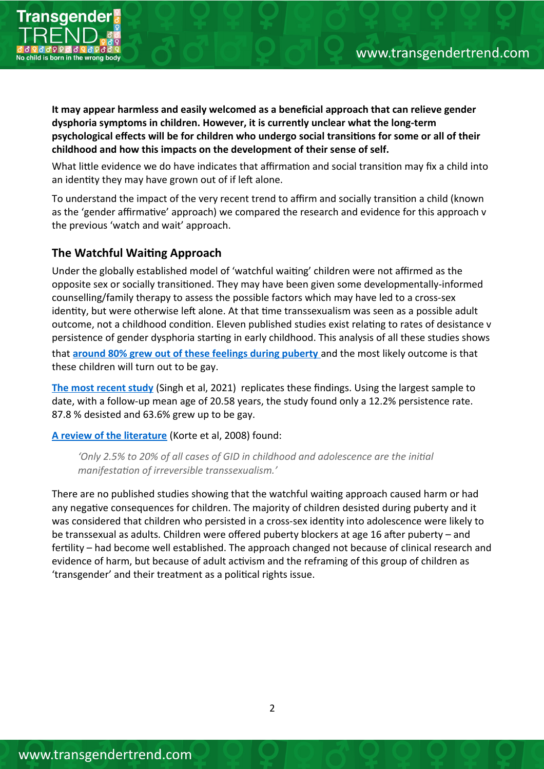**It may appear harmless and easily welcomed as a beneficial approach that can relieve gender dysphoria symptoms in children. However, it is currently unclear what the long-term psychological effects will be for children who undergo social transitions for some or all of their childhood and how this impacts on the development of their sense of self.**

What little evidence we do have indicates that affirmation and social transition may fix a child into an identity they may have grown out of if left alone.

To understand the impact of the very recent trend to affirm and socially transition a child (known as the 'gender affirmative' approach) we compared the research and evidence for this approach v the previous 'watch and wait' approach.

## The Watchful Waiting Approach

Under the globally established model of 'watchful waiting' children were not affirmed as the opposite sex or socially transitioned. They may have been given some developmentally-informed counselling/family therapy to assess the possible factors which may have led to a cross-sex identity, but were otherwise left alone. At that time transsexualism was seen as a possible adult outcome, not a childhood condition. Eleven published studies exist relating to rates of desistance v persistence of gender dysphoria starting in early childhood. This analysis of all these studies shows that **around 80% grew out of these feelings during puberty** and the most likely outcome is that these children will turn out to be gay.

**The most recent study** (Singh et al, 2021) replicates these findings. Using the largest sample to date, with a follow-up mean age of 20.58 years, the study found only a 12.2% persistence rate. 87.8 % desisted and 63.6% grew up to be gay.

**A review of the literature** (Korte et al, 2008) found:

> *'Only 2.5% to 20% of all cases of GID in childhood and adolescence are the initial manifestation of irreversible transsexualism.'*

There are no published studies showing that the watchful waiting approach caused harm or had any negative consequences for children. The majority of children desisted during puberty and it was considered that children who persisted in a cross-sex identity into adolescence were likely to be transsexual as adults. Children were offered puberty blockers at age 16 after puberty – and fertility – had become well established. The approach changed not because of clinical research and evidence of harm, but because of adult activism and the reframing of this group of children as 'transgender' and their treatment as a political rights issue.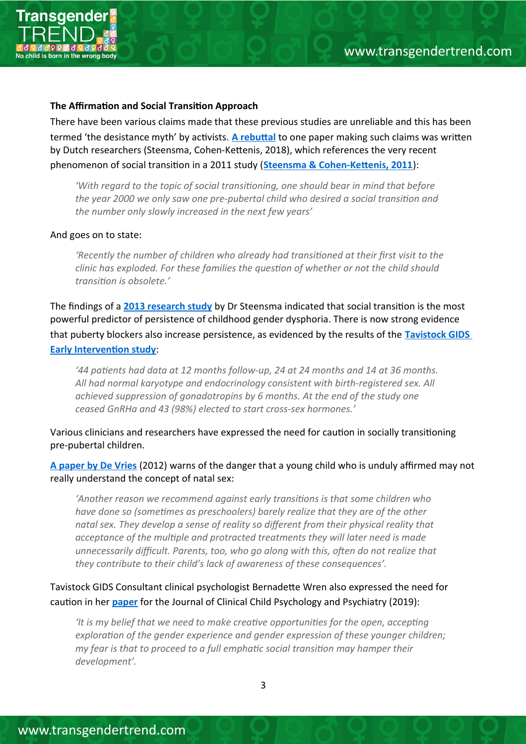**The Affirmation and Social Transition Approach**

There have been various claims made that these previous studies are unreliable and this has been termed 'the desistance myth' by activists. **A rebuttal** to one paper making such claims was written by Dutch researchers (Steensma, Cohen-Kettenis, 2018), which references the very recent phenomenon of social transition in a 2011 study (**Steensma & Cohen-Kettenis, 2011**):

> *'With regard to the topic of social transitioning, one should bear in mind that before the year 2000 we only saw one pre-pubertal child who desired a social transition and the number only slowly increased in the next few years'*

And goes on to state:

> *'Recently the number of children who already had transitioned at their first visit to the clinic has exploded. For these families the question of whether or not the child should transition is obsolete.'*

The findings of a **2013 research study** by Dr Steensma indicated that social transition is the most powerful predictor of persistence of childhood gender dysphoria. There is now strong evidence that puberty blockers also increase persistence, as evidenced by the results of the **Tavistock GIDS Early Intervention study**:

> *'44 patients had data at 12 months follow-up, 24 at 24 months and 14 at 36 months. All had normal karyotype and endocrinology consistent with birth-registered sex. All achieved suppression of gonadotropins by 6 months. At the end of the study one ceased GnRHa and 43 (98%) elected to start cross-sex hormones.'*

Various clinicians and researchers have expressed the need for caution in socially transitioning pre-pubertal children.

**A paper by De Vries** (2012) warns of the danger that a young child who is unduly affirmed may not really understand the concept of natal sex:

> *'Another reason we recommend against early transitions is that some children who have done so (sometimes as preschoolers) barely realize that they are of the other natal sex. They develop a sense of reality so different from their physical reality that acceptance of the multiple and protracted treatments they will later need is made unnecessarily difficult. Parents, too, who go along with this, often do not realize that they contribute to their child's lack of awareness of these consequences'.*

Tavistock GIDS Consultant clinical psychologist Bernadette Wren also expressed the need for caution in her **paper** for the Journal of Clinical Child Psychology and Psychiatry (2019):

> *'It is my belief that we need to make creative opportunities for the open, accepting exploration of the gender experience and gender expression of these younger children; my fear is that to proceed to a full emphatic social transition may hamper their development'.*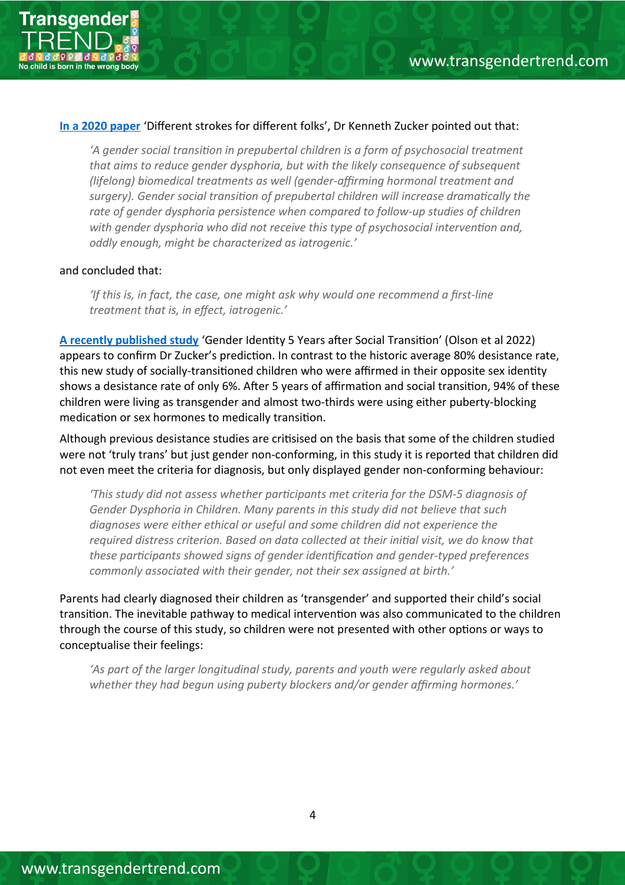[In a 2020 paper](#) 'Different strokes for different folks', Dr Kenneth Zucker pointed out that:

> *'A gender social transition in prepubertal children is a form of psychosocial treatment that aims to reduce gender dysphoria, but with the likely consequence of subsequent (lifelong) biomedical treatments as well (gender-affirming hormonal treatment and surgery). Gender social transition of prepubertal children will increase dramatically the rate of gender dysphoria persistence when compared to follow-up studies of children with gender dysphoria who did not receive this type of psychosocial intervention and, oddly enough, might be characterized as iatrogenic.'*

and concluded that:

> *'If this is, in fact, the case, one might ask why would one recommend a first-line treatment that is, in effect, iatrogenic.'*

[A recently published study](#) 'Gender Identity 5 Years after Social Transition' (Olson et al 2022) appears to confirm Dr Zucker's prediction. In contrast to the historic average 80% desistance rate, this new study of socially-transitioned children who were affirmed in their opposite sex identity shows a desistance rate of only 6%. After 5 years of affirmation and social transition, 94% of these children were living as transgender and almost two-thirds were using either puberty-blocking medication or sex hormones to medically transition.

Although previous desistance studies are critisised on the basis that some of the children studied were not 'truly trans' but just gender non-conforming, in this study it is reported that children did not even meet the criteria for diagnosis, but only displayed gender non-conforming behaviour:

> *'This study did not assess whether participants met criteria for the DSM-5 diagnosis of Gender Dysphoria in Children. Many parents in this study did not believe that such diagnoses were either ethical or useful and some children did not experience the required distress criterion. Based on data collected at their initial visit, we do know that these participants showed signs of gender identification and gender-typed preferences commonly associated with their gender, not their sex assigned at birth.'*

Parents had clearly diagnosed their children as 'transgender' and supported their child's social transition. The inevitable pathway to medical intervention was also communicated to the children through the course of this study, so children were not presented with other options or ways to conceptualise their feelings:

> *'As part of the larger longitudinal study, parents and youth were regularly asked about whether they had begun using puberty blockers and/or gender affirming hormones.'*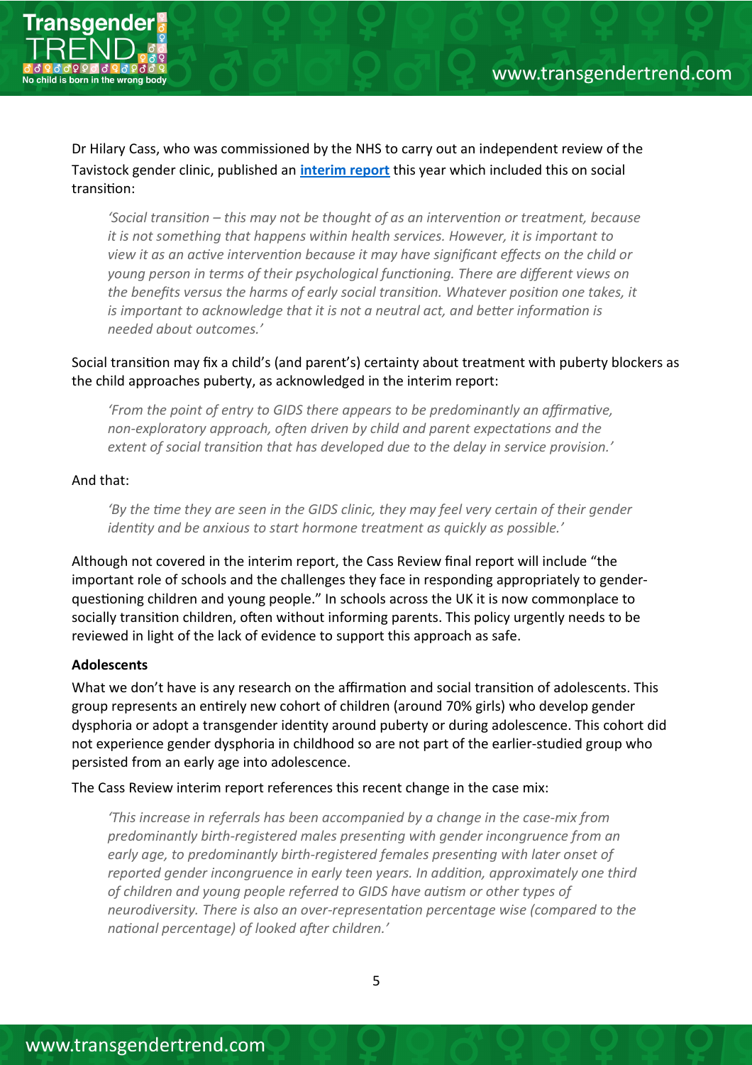Dr Hilary Cass, who was commissioned by the NHS to carry out an independent review of the Tavistock gender clinic, published an **interim report** this year which included this on social transition:

> *'Social transition – this may not be thought of as an intervention or treatment, because it is not something that happens within health services. However, it is important to view it as an active intervention because it may have significant effects on the child or young person in terms of their psychological functioning. There are different views on the benefits versus the harms of early social transition. Whatever position one takes, it is important to acknowledge that it is not a neutral act, and better information is needed about outcomes.'*

Social transition may fix a child's (and parent's) certainty about treatment with puberty blockers as the child approaches puberty, as acknowledged in the interim report:

> *'From the point of entry to GIDS there appears to be predominantly an affirmative, non-exploratory approach, often driven by child and parent expectations and the extent of social transition that has developed due to the delay in service provision.'*

And that:

> *'By the time they are seen in the GIDS clinic, they may feel very certain of their gender identity and be anxious to start hormone treatment as quickly as possible.'*

Although not covered in the interim report, the Cass Review final report will include "the important role of schools and the challenges they face in responding appropriately to gender-questioning children and young people." In schools across the UK it is now commonplace to socially transition children, often without informing parents. This policy urgently needs to be reviewed in light of the lack of evidence to support this approach as safe.

**Adolescents**

What we don't have is any research on the affirmation and social transition of adolescents. This group represents an entirely new cohort of children (around 70% girls) who develop gender dysphoria or adopt a transgender identity around puberty or during adolescence. This cohort did not experience gender dysphoria in childhood so are not part of the earlier-studied group who persisted from an early age into adolescence.

The Cass Review interim report references this recent change in the case mix:

> *'This increase in referrals has been accompanied by a change in the case-mix from predominantly birth-registered males presenting with gender incongruence from an early age, to predominantly birth-registered females presenting with later onset of reported gender incongruence in early teen years. In addition, approximately one third of children and young people referred to GIDS have autism or other types of neurodiversity. There is also an over-representation percentage wise (compared to the national percentage) of looked after children.'*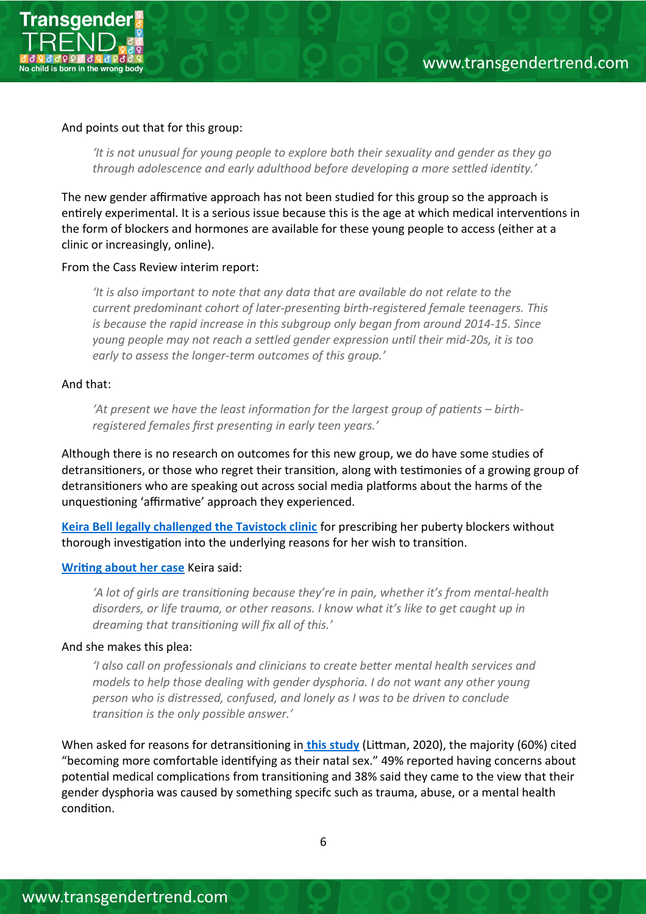And points out that for this group:

> *'It is not unusual for young people to explore both their sexuality and gender as they go through adolescence and early adulthood before developing a more settled identity.'*

The new gender affirmative approach has not been studied for this group so the approach is entirely experimental. It is a serious issue because this is the age at which medical interventions in the form of blockers and hormones are available for these young people to access (either at a clinic or increasingly, online).

From the Cass Review interim report:

> *'It is also important to note that any data that are available do not relate to the current predominant cohort of later-presenting birth-registered female teenagers. This is because the rapid increase in this subgroup only began from around 2014-15. Since young people may not reach a settled gender expression until their mid-20s, it is too early to assess the longer-term outcomes of this group.'*

And that:

> *'At present we have the least information for the largest group of patients – birth-registered females first presenting in early teen years.'*

Although there is no research on outcomes for this new group, we do have some studies of detransitioners, or those who regret their transition, along with testimonies of a growing group of detransitioners who are speaking out across social media platforms about the harms of the unquestioning 'affirmative' approach they experienced.

**Keira Bell legally challenged the Tavistock clinic** for prescribing her puberty blockers without thorough investigation into the underlying reasons for her wish to transition.

**Writing about her case** Keira said:

> *'A lot of girls are transitioning because they're in pain, whether it's from mental-health disorders, or life trauma, or other reasons. I know what it's like to get caught up in dreaming that transitioning will fix all of this.'*

And she makes this plea:

> *'I also call on professionals and clinicians to create better mental health services and models to help those dealing with gender dysphoria. I do not want any other young person who is distressed, confused, and lonely as I was to be driven to conclude transition is the only possible answer.'*

When asked for reasons for detransitioning in **this study** (Littman, 2020), the majority (60%) cited "becoming more comfortable identifying as their natal sex." 49% reported having concerns about potential medical complications from transitioning and 38% said they came to the view that their gender dysphoria was caused by something specifc such as trauma, abuse, or a mental health condition.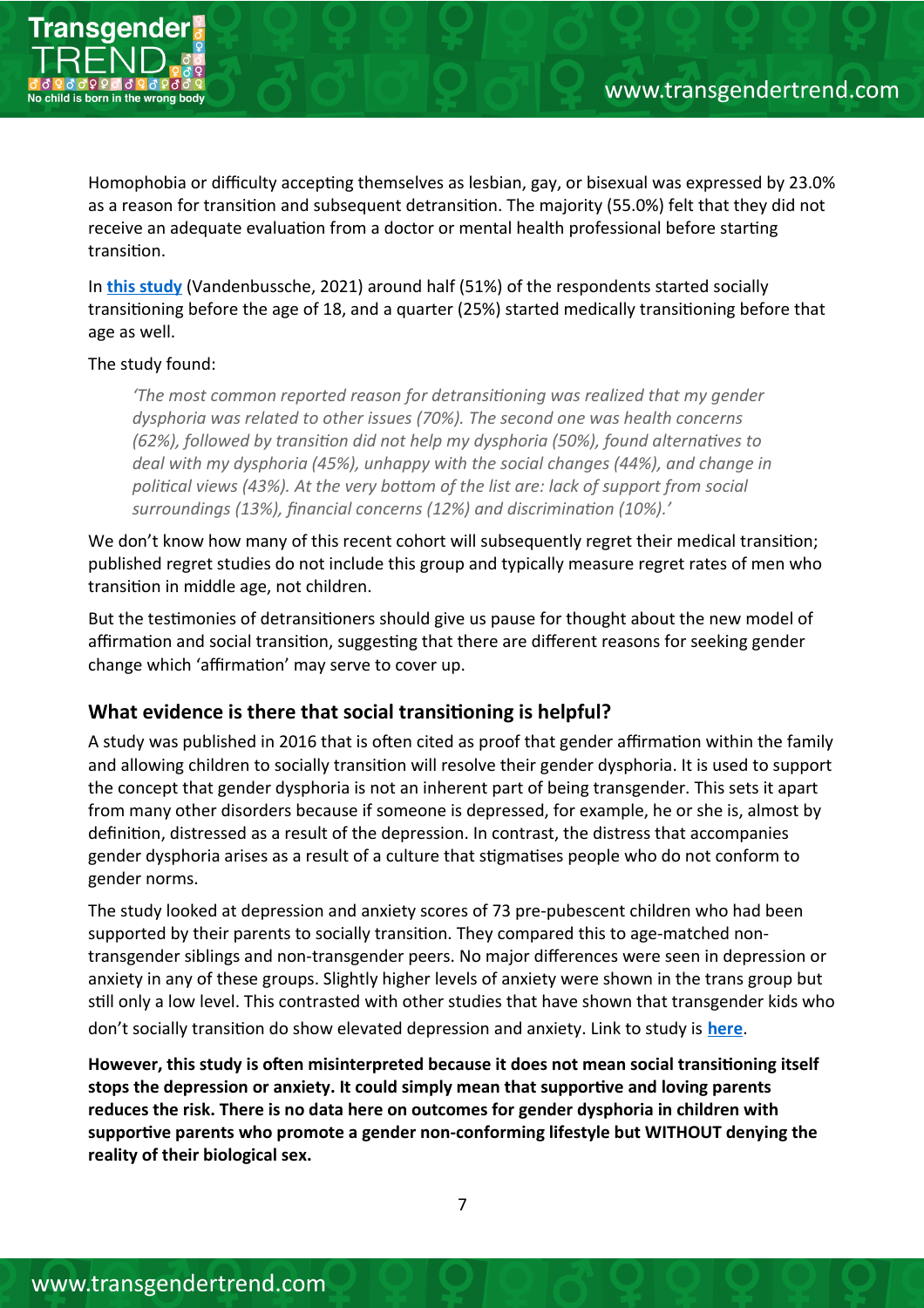Homophobia or difficulty accepting themselves as lesbian, gay, or bisexual was expressed by 23.0% as a reason for transition and subsequent detransition. The majority (55.0%) felt that they did not receive an adequate evaluation from a doctor or mental health professional before starting transition.

In **this study** (Vandenbussche, 2021) around half (51%) of the respondents started socially transitioning before the age of 18, and a quarter (25%) started medically transitioning before that age as well.

The study found:

> *'The most common reported reason for detransitioning was realized that my gender dysphoria was related to other issues (70%). The second one was health concerns (62%), followed by transition did not help my dysphoria (50%), found alternatives to deal with my dysphoria (45%), unhappy with the social changes (44%), and change in political views (43%). At the very bottom of the list are: lack of support from social surroundings (13%), financial concerns (12%) and discrimination (10%).'*

We don't know how many of this recent cohort will subsequently regret their medical transition; published regret studies do not include this group and typically measure regret rates of men who transition in middle age, not children.

But the testimonies of detransitioners should give us pause for thought about the new model of affirmation and social transition, suggesting that there are different reasons for seeking gender change which 'affirmation' may serve to cover up.

## What evidence is there that social transitioning is helpful?

A study was published in 2016 that is often cited as proof that gender affirmation within the family and allowing children to socially transition will resolve their gender dysphoria. It is used to support the concept that gender dysphoria is not an inherent part of being transgender. This sets it apart from many other disorders because if someone is depressed, for example, he or she is, almost by definition, distressed as a result of the depression. In contrast, the distress that accompanies gender dysphoria arises as a result of a culture that stigmatises people who do not conform to gender norms.

The study looked at depression and anxiety scores of 73 pre-pubescent children who had been supported by their parents to socially transition. They compared this to age-matched non-transgender siblings and non-transgender peers. No major differences were seen in depression or anxiety in any of these groups. Slightly higher levels of anxiety were shown in the trans group but still only a low level. This contrasted with other studies that have shown that transgender kids who don't socially transition do show elevated depression and anxiety. Link to study is **here**.

**However, this study is often misinterpreted because it does not mean social transitioning itself stops the depression or anxiety. It could simply mean that supportive and loving parents reduces the risk. There is no data here on outcomes for gender dysphoria in children with supportive parents who promote a gender non-conforming lifestyle but WITHOUT denying the reality of their biological sex.**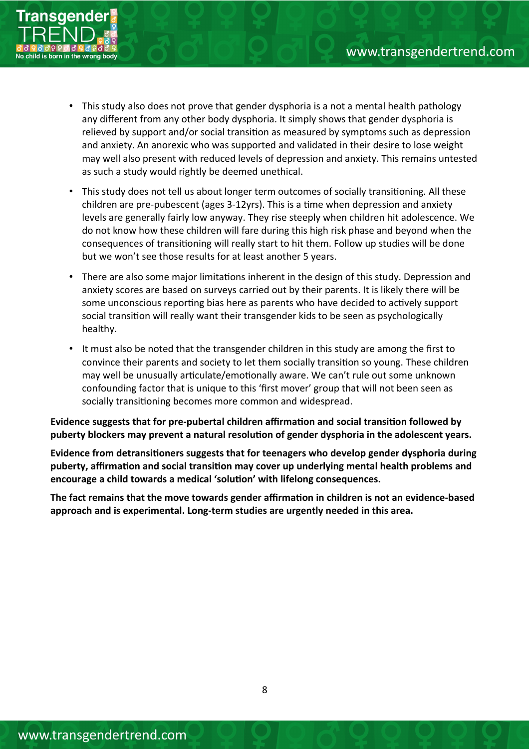- This study also does not prove that gender dysphoria is a not a mental health pathology any different from any other body dysphoria. It simply shows that gender dysphoria is relieved by support and/or social transition as measured by symptoms such as depression and anxiety. An anorexic who was supported and validated in their desire to lose weight may well also present with reduced levels of depression and anxiety. This remains untested as such a study would rightly be deemed unethical.
- This study does not tell us about longer term outcomes of socially transitioning. All these children are pre-pubescent (ages 3-12yrs). This is a time when depression and anxiety levels are generally fairly low anyway. They rise steeply when children hit adolescence. We do not know how these children will fare during this high risk phase and beyond when the consequences of transitioning will really start to hit them. Follow up studies will be done but we won't see those results for at least another 5 years.
- There are also some major limitations inherent in the design of this study. Depression and anxiety scores are based on surveys carried out by their parents. It is likely there will be some unconscious reporting bias here as parents who have decided to actively support social transition will really want their transgender kids to be seen as psychologically healthy.
- It must also be noted that the transgender children in this study are among the first to convince their parents and society to let them socially transition so young. These children may well be unusually articulate/emotionally aware. We can't rule out some unknown confounding factor that is unique to this 'first mover' group that will not been seen as socially transitioning becomes more common and widespread.

**Evidence suggests that for pre-pubertal children affirmation and social transition followed by puberty blockers may prevent a natural resolution of gender dysphoria in the adolescent years.**

**Evidence from detransitioners suggests that for teenagers who develop gender dysphoria during puberty, affirmation and social transition may cover up underlying mental health problems and encourage a child towards a medical 'solution' with lifelong consequences.**

**The fact remains that the move towards gender affirmation in children is not an evidence-based approach and is experimental. Long-term studies are urgently needed in this area.**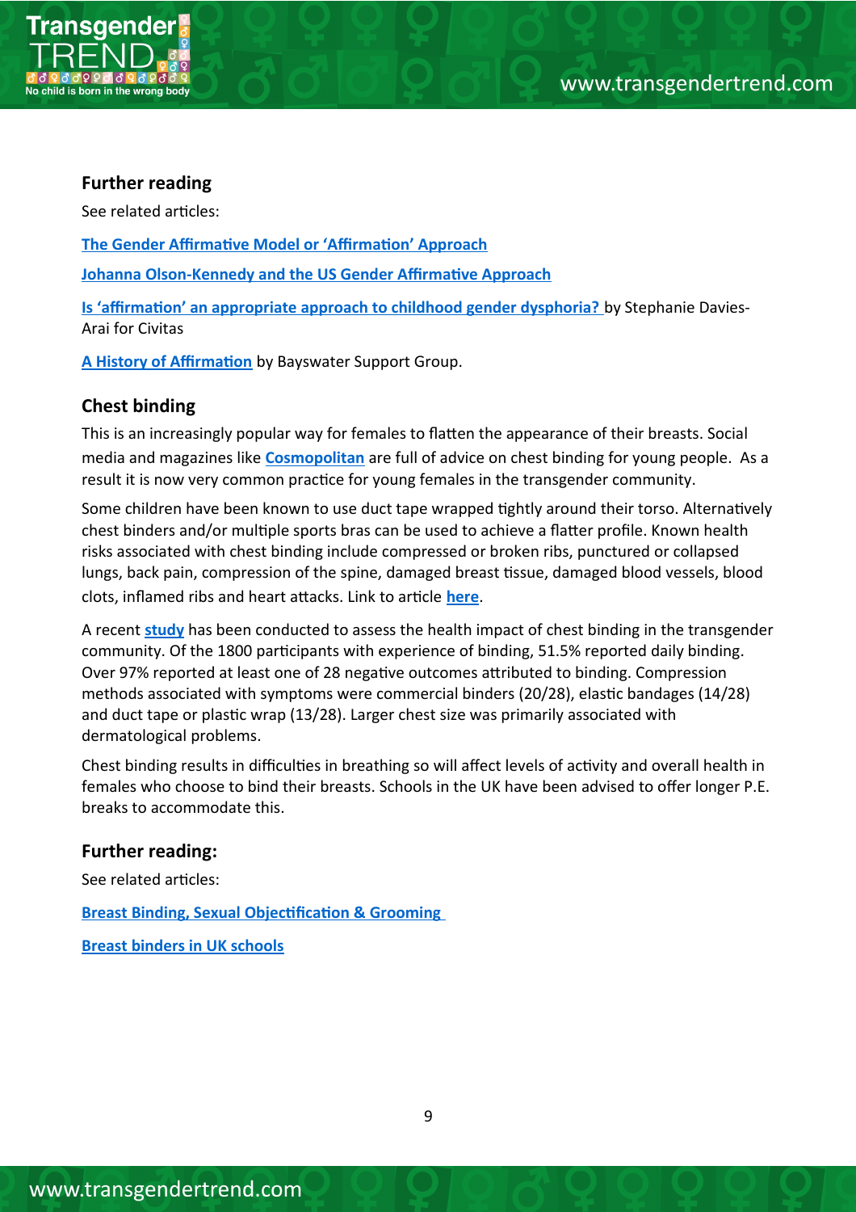## Further reading

See related articles:

[The Gender Affirmative Model or 'Affirmation' Approach]

[Johanna Olson-Kennedy and the US Gender Affirmative Approach]

[Is 'affirmation' an appropriate approach to childhood gender dysphoria?] by Stephanie Davies-Arai for Civitas

[A History of Affirmation] by Bayswater Support Group.

## Chest binding

This is an increasingly popular way for females to flatten the appearance of their breasts. Social media and magazines like **Cosmopolitan** are full of advice on chest binding for young people. As a result it is now very common practice for young females in the transgender community.

Some children have been known to use duct tape wrapped tightly around their torso. Alternatively chest binders and/or multiple sports bras can be used to achieve a flatter profile. Known health risks associated with chest binding include compressed or broken ribs, punctured or collapsed lungs, back pain, compression of the spine, damaged breast tissue, damaged blood vessels, blood clots, inflamed ribs and heart attacks. Link to article **here**.

A recent **study** has been conducted to assess the health impact of chest binding in the transgender community. Of the 1800 participants with experience of binding, 51.5% reported daily binding. Over 97% reported at least one of 28 negative outcomes attributed to binding. Compression methods associated with symptoms were commercial binders (20/28), elastic bandages (14/28) and duct tape or plastic wrap (13/28). Larger chest size was primarily associated with dermatological problems.

Chest binding results in difficulties in breathing so will affect levels of activity and overall health in females who choose to bind their breasts. Schools in the UK have been advised to offer longer P.E. breaks to accommodate this.

## Further reading:

See related articles:

[Breast Binding, Sexual Objectification & Grooming]

[Breast binders in UK schools]